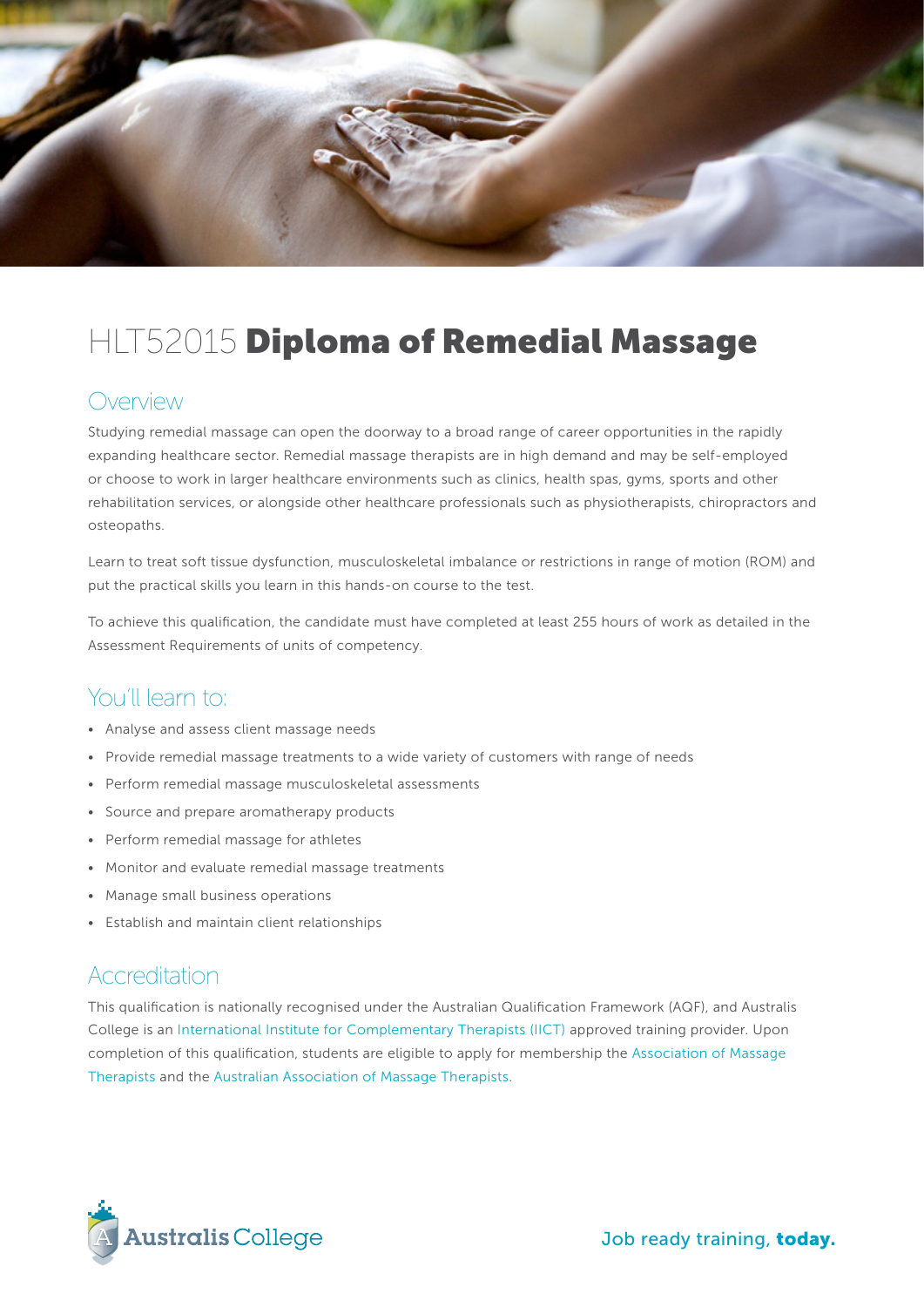# HLT52015 **Diploma of Remedial Massage**

## Overview

Studying remedial massage can open the doorway to a broad range of career opportunities in the rapidly expanding healthcare sector. Remedial massage therapists are in high demand and may be self-employed or choose to work in larger healthcare environments such as clinics, health spas, gyms, sports and other rehabilitation services, or alongside other healthcare professionals such as physiotherapists, chiropractors and osteopaths.

Learn to treat soft tissue dysfunction, musculoskeletal imbalance or restrictions in range of motion (ROM) and put the practical skills you learn in this hands-on course to the test.

To achieve this qualification, the candidate must have completed at least 255 hours of work as detailed in the Assessment Requirements of units of competency.

## You'll learn to:

- Analyse and assess client massage needs
- Provide remedial massage treatments to a wide variety of customers with range of needs
- Perform remedial massage musculoskeletal assessments
- Source and prepare aromatherapy products
- Perform remedial massage for athletes
- Monitor and evaluate remedial massage treatments
- Manage small business operations
- Establish and maintain client relationships

## Accreditation

This qualification is nationally recognised under the Australian Qualification Framework (AQF), and Australis College is an International Institute for Complementary Therapists (IICT) approved training provider. Upon completion of this qualification, students are eligible to apply for membership the Association of Massage Therapists and the Australian Association of Massage Therapists.

Australis College

Job ready training, **today.**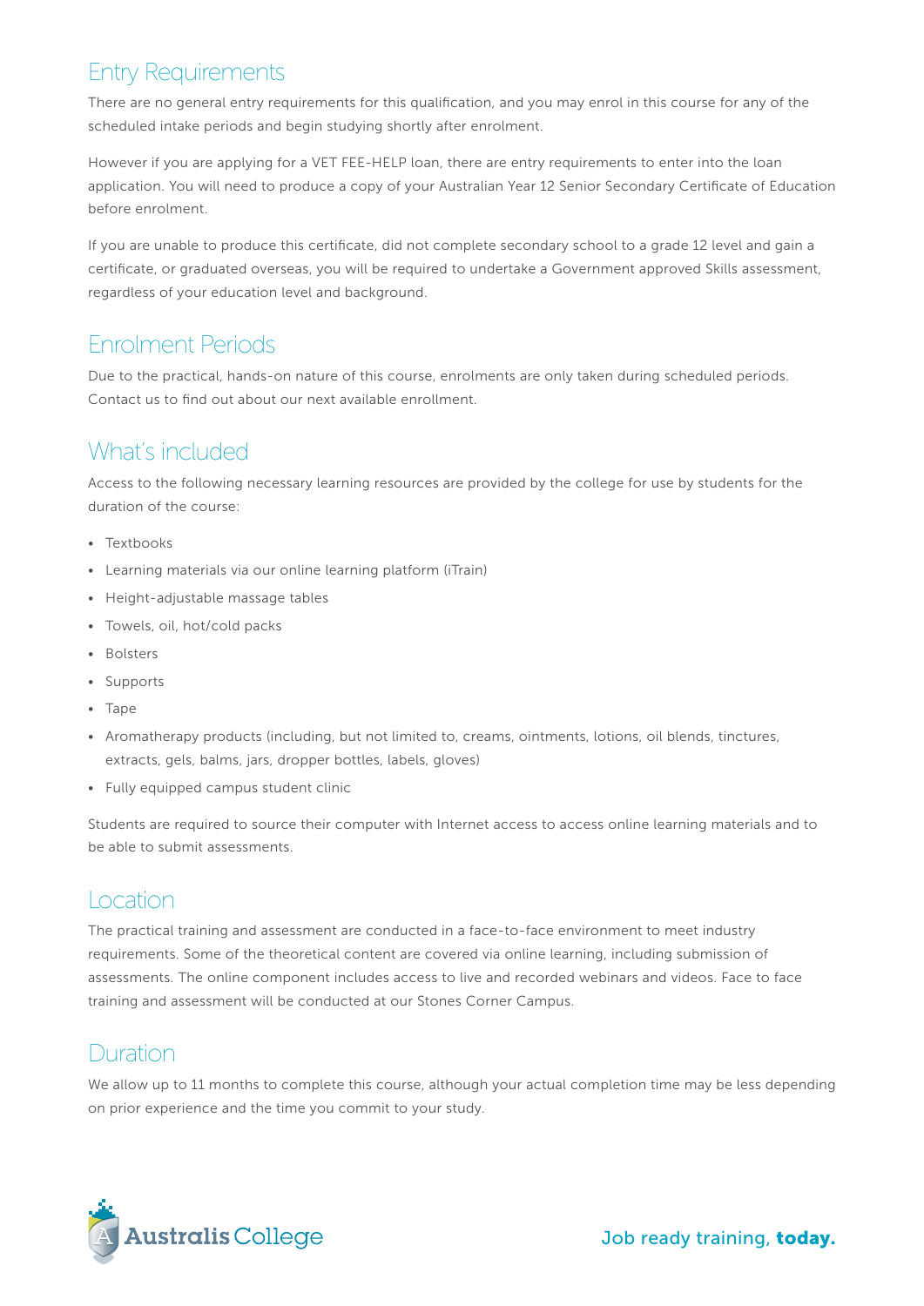## Entry Requirements

There are no general entry requirements for this qualification, and you may enrol in this course for any of the scheduled intake periods and begin studying shortly after enrolment.

However if you are applying for a VET FEE-HELP loan, there are entry requirements to enter into the loan application. You will need to produce a copy of your Australian Year 12 Senior Secondary Certificate of Education before enrolment.

If you are unable to produce this certificate, did not complete secondary school to a grade 12 level and gain a certificate, or graduated overseas, you will be required to undertake a Government approved Skills assessment, regardless of your education level and background.

## Enrolment Periods

Due to the practical, hands-on nature of this course, enrolments are only taken during scheduled periods. Contact us to find out about our next available enrollment.

## What's included

Access to the following necessary learning resources are provided by the college for use by students for the duration of the course:

- Textbooks
- Learning materials via our online learning platform (iTrain)
- Height-adjustable massage tables
- Towels, oil, hot/cold packs
- Bolsters
- Supports
- Tape
- Aromatherapy products (including, but not limited to, creams, ointments, lotions, oil blends, tinctures, extracts, gels, balms, jars, dropper bottles, labels, gloves)
- Fully equipped campus student clinic

Students are required to source their computer with Internet access to access online learning materials and to be able to submit assessments.

## Location

The practical training and assessment are conducted in a face-to-face environment to meet industry requirements. Some of the theoretical content are covered via online learning, including submission of assessments. The online component includes access to live and recorded webinars and videos. Face to face training and assessment will be conducted at our Stones Corner Campus.

## Duration

We allow up to 11 months to complete this course, although your actual completion time may be less depending on prior experience and the time you commit to your study.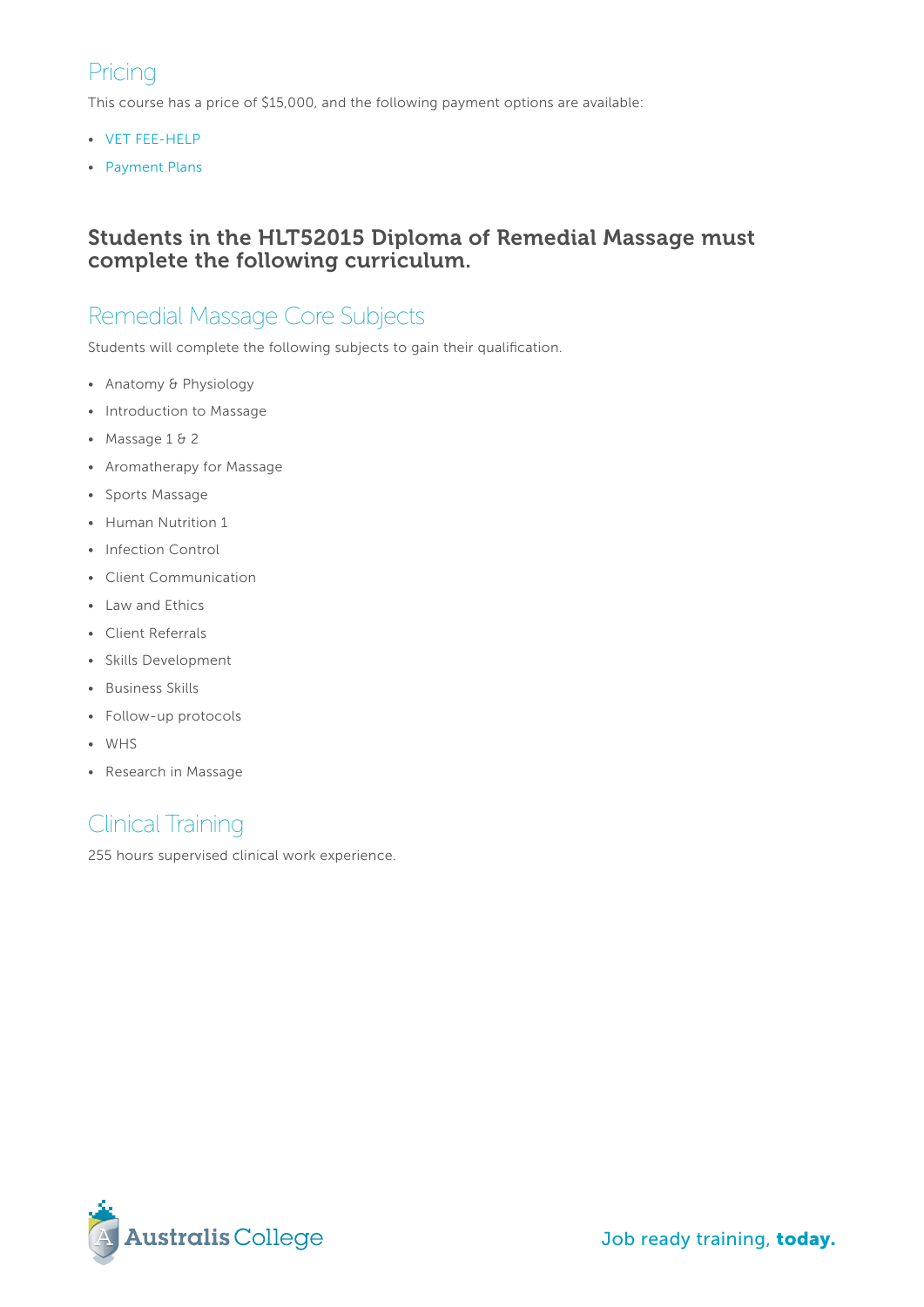## Pricing

This course has a price of $15,000, and the following payment options are available:

- VET FEE-HELP
- Payment Plans

### Students in the HLT52015 Diploma of Remedial Massage must complete the following curriculum.

## Remedial Massage Core Subjects

Students will complete the following subjects to gain their qualification.

- Anatomy & Physiology
- Introduction to Massage
- Massage 1 & 2
- Aromatherapy for Massage
- Sports Massage
- Human Nutrition 1
- Infection Control
- Client Communication
- Law and Ethics
- Client Referrals
- Skills Development
- Business Skills
- Follow-up protocols
- WHS
- Research in Massage

## Clinical Training

255 hours supervised clinical work experience.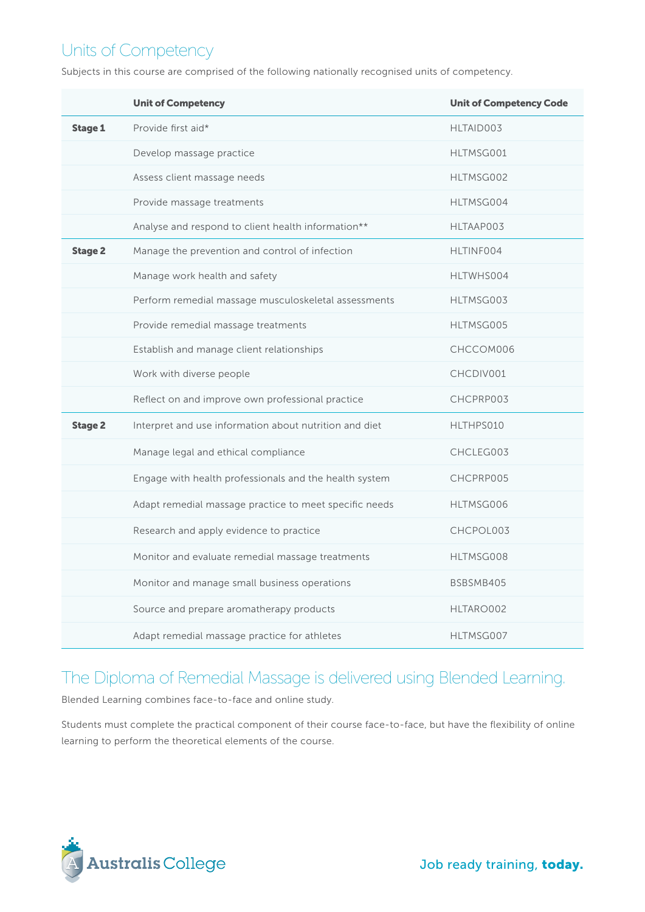## Units of Competency

Subjects in this course are comprised of the following nationally recognised units of competency.

| | Unit of Competency | Unit of Competency Code |
|---|---|---|
| **Stage 1** | Provide first aid* | HLTAID003 |
| | Develop massage practice | HLTMSG001 |
| | Assess client massage needs | HLTMSG002 |
| | Provide massage treatments | HLTMSG004 |
| | Analyse and respond to client health information** | HLTAAP003 |
| **Stage 2** | Manage the prevention and control of infection | HLTINF004 |
| | Manage work health and safety | HLTWHS004 |
| | Perform remedial massage musculoskeletal assessments | HLTMSG003 |
| | Provide remedial massage treatments | HLTMSG005 |
| | Establish and manage client relationships | CHCCOM006 |
| | Work with diverse people | CHCDIV001 |
| | Reflect on and improve own professional practice | CHCPRP003 |
| **Stage 2** | Interpret and use information about nutrition and diet | HLTHPS010 |
| | Manage legal and ethical compliance | CHCLEG003 |
| | Engage with health professionals and the health system | CHCPRP005 |
| | Adapt remedial massage practice to meet specific needs | HLTMSG006 |
| | Research and apply evidence to practice | CHCPOL003 |
| | Monitor and evaluate remedial massage treatments | HLTMSG008 |
| | Monitor and manage small business operations | BSBSMB405 |
| | Source and prepare aromatherapy products | HLTARO002 |
| | Adapt remedial massage practice for athletes | HLTMSG007 |

## The Diploma of Remedial Massage is delivered using Blended Learning.

Blended Learning combines face-to-face and online study.

Students must complete the practical component of their course face-to-face, but have the flexibility of online learning to perform the theoretical elements of the course.

Australis College

Job ready training, **today.**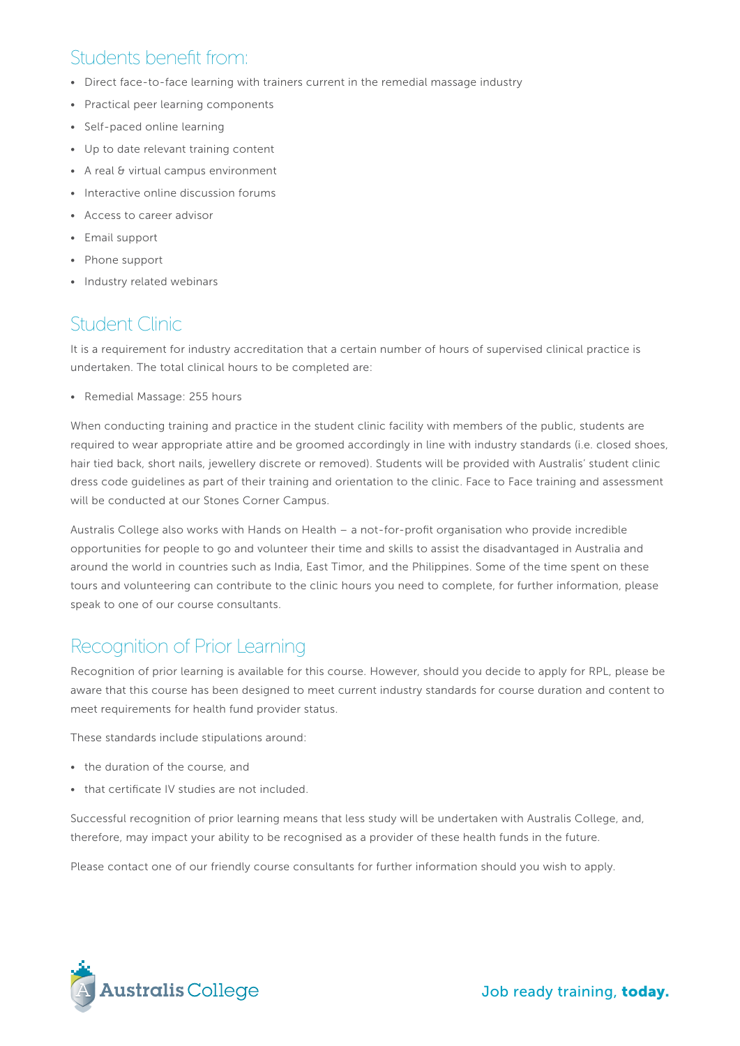## Students benefit from:

- Direct face-to-face learning with trainers current in the remedial massage industry
- Practical peer learning components
- Self-paced online learning
- Up to date relevant training content
- A real & virtual campus environment
- Interactive online discussion forums
- Access to career advisor
- Email support
- Phone support
- Industry related webinars

## Student Clinic

It is a requirement for industry accreditation that a certain number of hours of supervised clinical practice is undertaken. The total clinical hours to be completed are:

- Remedial Massage: 255 hours

When conducting training and practice in the student clinic facility with members of the public, students are required to wear appropriate attire and be groomed accordingly in line with industry standards (i.e. closed shoes, hair tied back, short nails, jewellery discrete or removed). Students will be provided with Australis' student clinic dress code guidelines as part of their training and orientation to the clinic. Face to Face training and assessment will be conducted at our Stones Corner Campus.

Australis College also works with Hands on Health – a not-for-profit organisation who provide incredible opportunities for people to go and volunteer their time and skills to assist the disadvantaged in Australia and around the world in countries such as India, East Timor, and the Philippines. Some of the time spent on these tours and volunteering can contribute to the clinic hours you need to complete, for further information, please speak to one of our course consultants.

## Recognition of Prior Learning

Recognition of prior learning is available for this course. However, should you decide to apply for RPL, please be aware that this course has been designed to meet current industry standards for course duration and content to meet requirements for health fund provider status.

These standards include stipulations around:

- the duration of the course, and
- that certificate IV studies are not included.

Successful recognition of prior learning means that less study will be undertaken with Australis College, and, therefore, may impact your ability to be recognised as a provider of these health funds in the future.

Please contact one of our friendly course consultants for further information should you wish to apply.

Australis College

Job ready training, **today.**